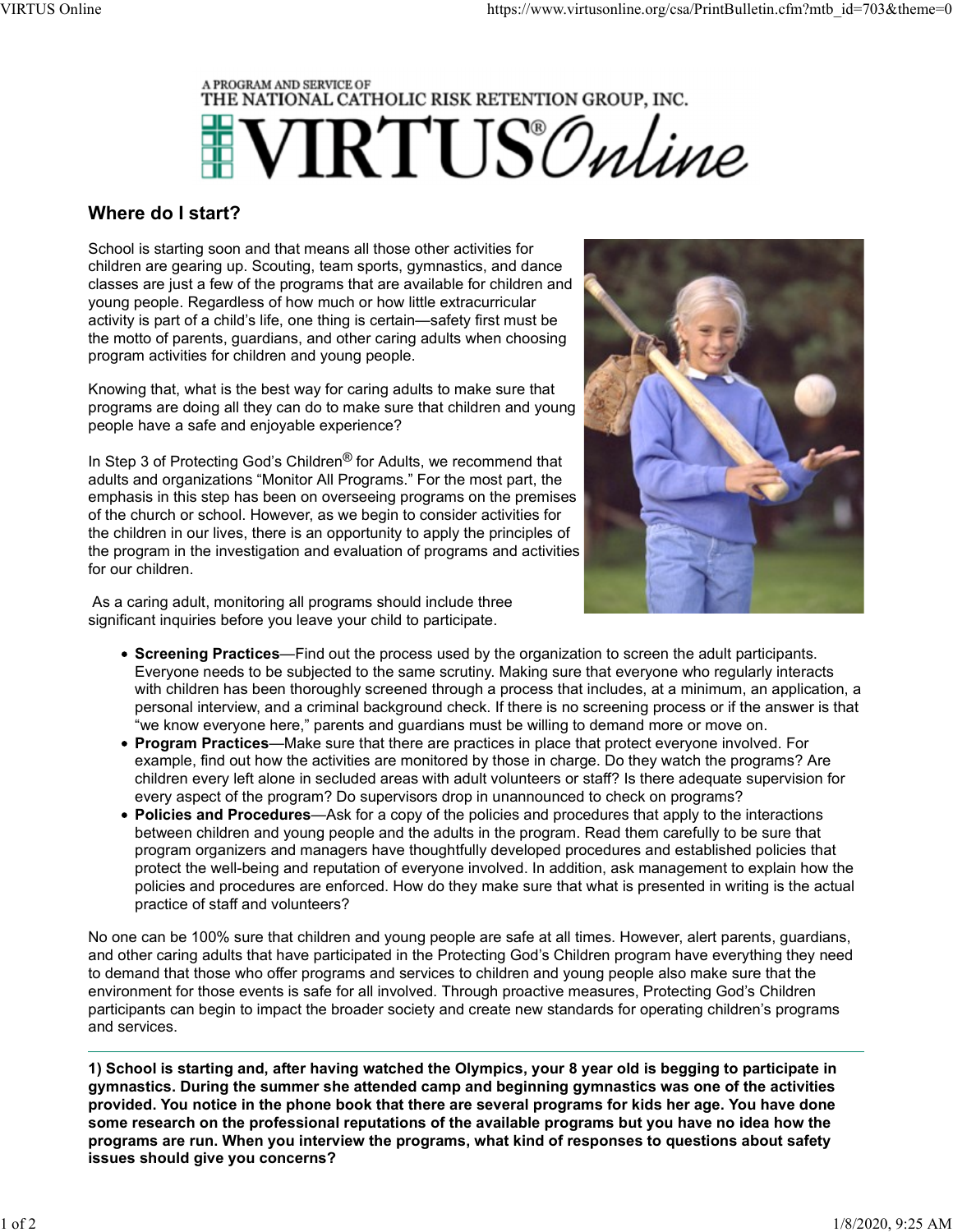A PROGRAM AND SERVICE OF
THE NATIONAL CATHOLIC RISK RETENTION GROUP, INC.

VIRTUS® Online

## Where do I start?

School is starting soon and that means all those other activities for children are gearing up. Scouting, team sports, gymnastics, and dance classes are just a few of the programs that are available for children and young people. Regardless of how much or how little extracurricular activity is part of a child's life, one thing is certain—safety first must be the motto of parents, guardians, and other caring adults when choosing program activities for children and young people.

Knowing that, what is the best way for caring adults to make sure that programs are doing all they can do to make sure that children and young people have a safe and enjoyable experience?

In Step 3 of Protecting God's Children® for Adults, we recommend that adults and organizations "Monitor All Programs." For the most part, the emphasis in this step has been on overseeing programs on the premises of the church or school. However, as we begin to consider activities for the children in our lives, there is an opportunity to apply the principles of the program in the investigation and evaluation of programs and activities for our children.

As a caring adult, monitoring all programs should include three significant inquiries before you leave your child to participate.

- **Screening Practices**—Find out the process used by the organization to screen the adult participants. Everyone needs to be subjected to the same scrutiny. Making sure that everyone who regularly interacts with children has been thoroughly screened through a process that includes, at a minimum, an application, a personal interview, and a criminal background check. If there is no screening process or if the answer is that "we know everyone here," parents and guardians must be willing to demand more or move on.
- **Program Practices**—Make sure that there are practices in place that protect everyone involved. For example, find out how the activities are monitored by those in charge. Do they watch the programs? Are children every left alone in secluded areas with adult volunteers or staff? Is there adequate supervision for every aspect of the program? Do supervisors drop in unannounced to check on programs?
- **Policies and Procedures**—Ask for a copy of the policies and procedures that apply to the interactions between children and young people and the adults in the program. Read them carefully to be sure that program organizers and managers have thoughtfully developed procedures and established policies that protect the well-being and reputation of everyone involved. In addition, ask management to explain how the policies and procedures are enforced. How do they make sure that what is presented in writing is the actual practice of staff and volunteers?

No one can be 100% sure that children and young people are safe at all times. However, alert parents, guardians, and other caring adults that have participated in the Protecting God's Children program have everything they need to demand that those who offer programs and services to children and young people also make sure that the environment for those events is safe for all involved. Through proactive measures, Protecting God's Children participants can begin to impact the broader society and create new standards for operating children's programs and services.

---

**1) School is starting and, after having watched the Olympics, your 8 year old is begging to participate in gymnastics. During the summer she attended camp and beginning gymnastics was one of the activities provided. You notice in the phone book that there are several programs for kids her age. You have done some research on the professional reputations of the available programs but you have no idea how the programs are run. When you interview the programs, what kind of responses to questions about safety issues should give you concerns?**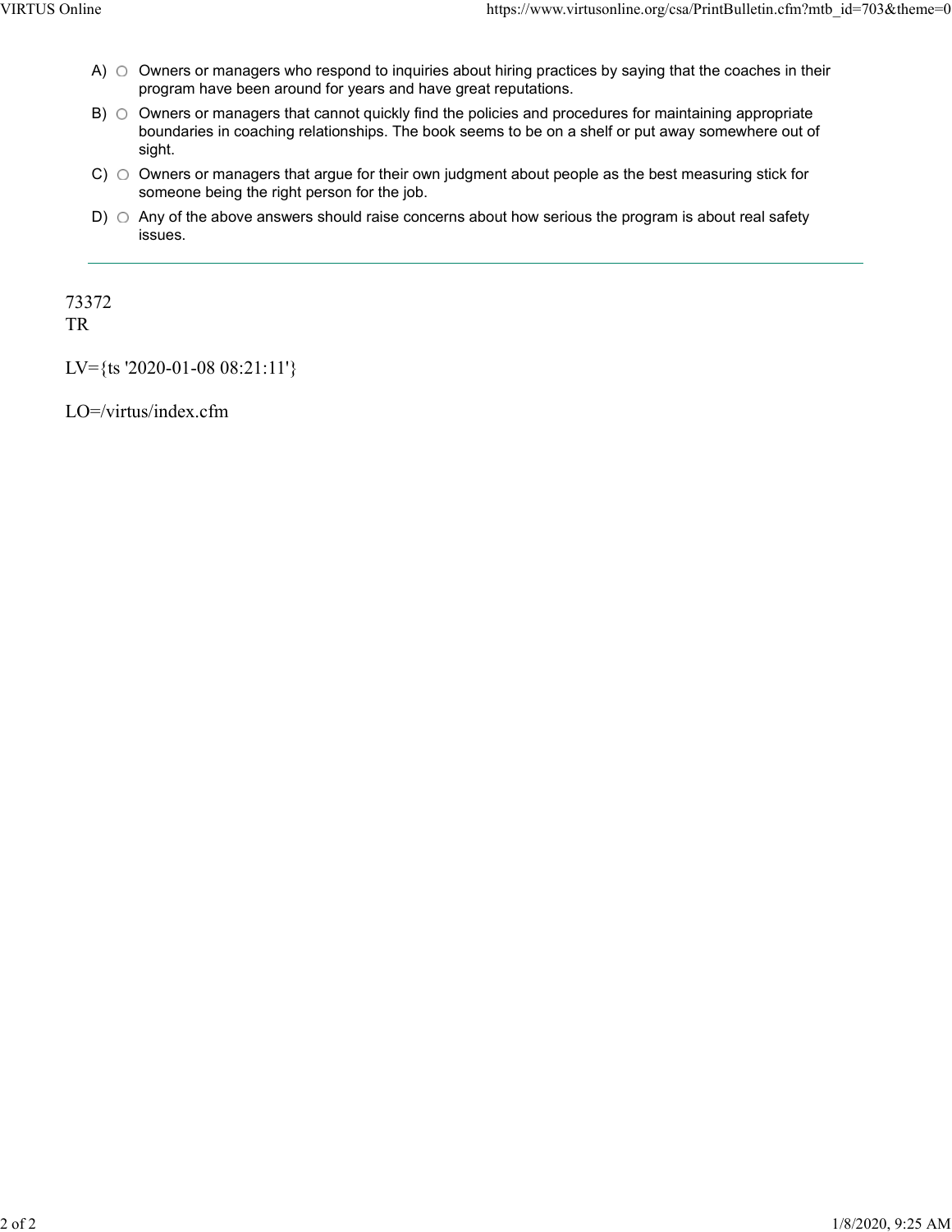- A) ○ Owners or managers who respond to inquiries about hiring practices by saying that the coaches in their program have been around for years and have great reputations.
- B) ○ Owners or managers that cannot quickly find the policies and procedures for maintaining appropriate boundaries in coaching relationships. The book seems to be on a shelf or put away somewhere out of sight.
- C) ○ Owners or managers that argue for their own judgment about people as the best measuring stick for someone being the right person for the job.
- D) ○ Any of the above answers should raise concerns about how serious the program is about real safety issues.

---

73372
TR

LV={ts '2020-01-08 08:21:11'}

LO=/virtus/index.cfm